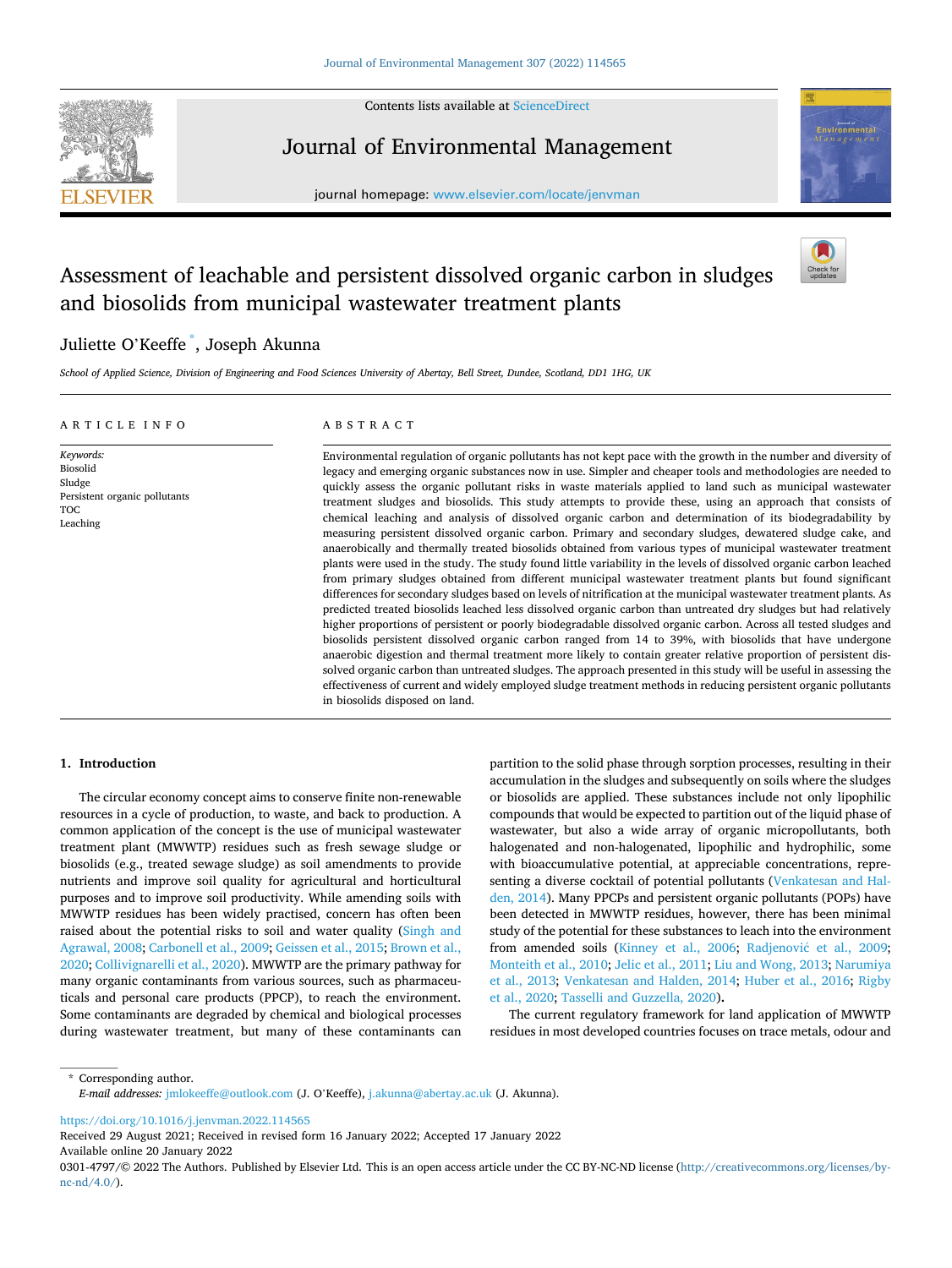Contents lists available at ScienceDirect

# Journal of Environmental Management

journal homepage: www.elsevier.com/locate/jenvman

# Assessment of leachable and persistent dissolved organic carbon in sludges and biosolids from municipal wastewater treatment plants

Juliette O'Keeffe *, Joseph Akunna

*School of Applied Science, Division of Engineering and Food Sciences University of Abertay, Bell Street, Dundee, Scotland, DD1 1HG, UK*

## ARTICLE INFO

*Keywords:*
Biosolid
Sludge
Persistent organic pollutants
TOC
Leaching

## ABSTRACT

Environmental regulation of organic pollutants has not kept pace with the growth in the number and diversity of legacy and emerging organic substances now in use. Simpler and cheaper tools and methodologies are needed to quickly assess the organic pollutant risks in waste materials applied to land such as municipal wastewater treatment sludges and biosolids. This study attempts to provide these, using an approach that consists of chemical leaching and analysis of dissolved organic carbon and determination of its biodegradability by measuring persistent dissolved organic carbon. Primary and secondary sludges, dewatered sludge cake, and anaerobically and thermally treated biosolids obtained from various types of municipal wastewater treatment plants were used in the study. The study found little variability in the levels of dissolved organic carbon leached from primary sludges obtained from different municipal wastewater treatment plants but found significant differences for secondary sludges based on levels of nitrification at the municipal wastewater treatment plants. As predicted treated biosolids leached less dissolved organic carbon than untreated dry sludges but had relatively higher proportions of persistent or poorly biodegradable dissolved organic carbon. Across all tested sludges and biosolids persistent dissolved organic carbon ranged from 14 to 39%, with biosolids that have undergone anaerobic digestion and thermal treatment more likely to contain greater relative proportion of persistent dissolved organic carbon than untreated sludges. The approach presented in this study will be useful in assessing the effectiveness of current and widely employed sludge treatment methods in reducing persistent organic pollutants in biosolids disposed on land.

## 1. Introduction

The circular economy concept aims to conserve finite non-renewable resources in a cycle of production, to waste, and back to production. A common application of the concept is the use of municipal wastewater treatment plant (MWWTP) residues such as fresh sewage sludge or biosolids (e.g., treated sewage sludge) as soil amendments to provide nutrients and improve soil quality for agricultural and horticultural purposes and to improve soil productivity. While amending soils with MWWTP residues has been widely practised, concern has often been raised about the potential risks to soil and water quality (Singh and Agrawal, 2008; Carbonell et al., 2009; Geissen et al., 2015; Brown et al., 2020; Collivignarelli et al., 2020). MWWTP are the primary pathway for many organic contaminants from various sources, such as pharmaceuticals and personal care products (PPCP), to reach the environment. Some contaminants are degraded by chemical and biological processes during wastewater treatment, but many of these contaminants can partition to the solid phase through sorption processes, resulting in their accumulation in the sludges and subsequently on soils where the sludges or biosolids are applied. These substances include not only lipophilic compounds that would be expected to partition out of the liquid phase of wastewater, but also a wide array of organic micropollutants, both halogenated and non-halogenated, lipophilic and hydrophilic, some with bioaccumulative potential, at appreciable concentrations, representing a diverse cocktail of potential pollutants (Venkatesan and Halden, 2014). Many PPCPs and persistent organic pollutants (POPs) have been detected in MWWTP residues, however, there has been minimal study of the potential for these substances to leach into the environment from amended soils (Kinney et al., 2006; Radjenović et al., 2009; Monteith et al., 2010; Jelic et al., 2011; Liu and Wong, 2013; Narumiya et al., 2013; Venkatesan and Halden, 2014; Huber et al., 2016; Rigby et al., 2020; Tasselli and Guzzella, 2020).

The current regulatory framework for land application of MWWTP residues in most developed countries focuses on trace metals, odour and

* Corresponding author.
*E-mail addresses:* jmlokeeffe@outlook.com (J. O'Keeffe), j.akunna@abertay.ac.uk (J. Akunna).

https://doi.org/10.1016/j.jenvman.2022.114565
Received 29 August 2021; Received in revised form 16 January 2022; Accepted 17 January 2022
Available online 20 January 2022
0301-4797/© 2022 The Authors. Published by Elsevier Ltd. This is an open access article under the CC BY-NC-ND license (http://creativecommons.org/licenses/by-nc-nd/4.0/).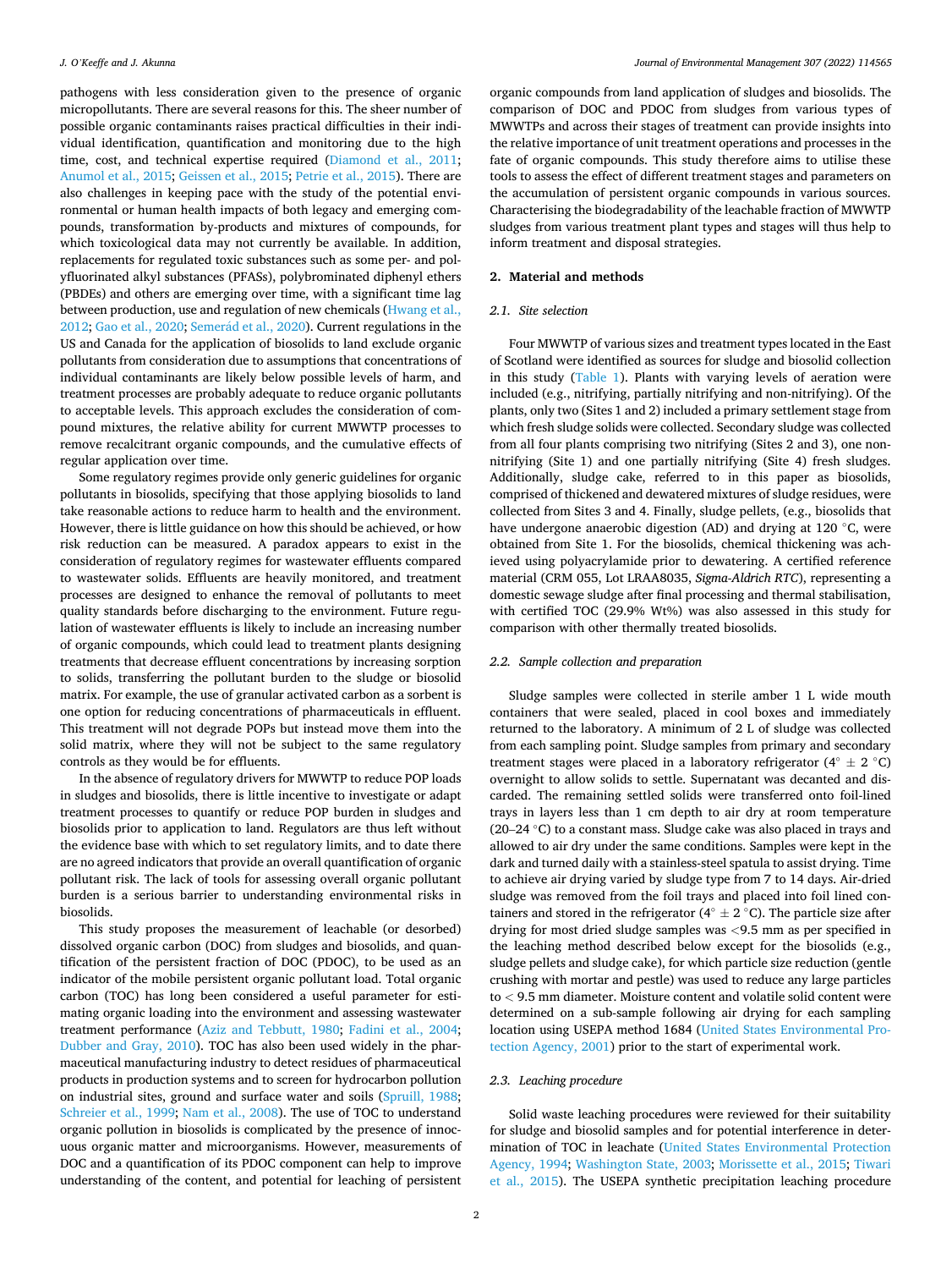pathogens with less consideration given to the presence of organic micropollutants. There are several reasons for this. The sheer number of possible organic contaminants raises practical difficulties in their individual identification, quantification and monitoring due to the high time, cost, and technical expertise required (Diamond et al., 2011; Anumol et al., 2015; Geissen et al., 2015; Petrie et al., 2015). There are also challenges in keeping pace with the study of the potential environmental or human health impacts of both legacy and emerging compounds, transformation by-products and mixtures of compounds, for which toxicological data may not currently be available. In addition, replacements for regulated toxic substances such as some per- and polyfluorinated alkyl substances (PFASs), polybrominated diphenyl ethers (PBDEs) and others are emerging over time, with a significant time lag between production, use and regulation of new chemicals (Hwang et al., 2012; Gao et al., 2020; Semerád et al., 2020). Current regulations in the US and Canada for the application of biosolids to land exclude organic pollutants from consideration due to assumptions that concentrations of individual contaminants are likely below possible levels of harm, and treatment processes are probably adequate to reduce organic pollutants to acceptable levels. This approach excludes the consideration of compound mixtures, the relative ability for current MWWTP processes to remove recalcitrant organic compounds, and the cumulative effects of regular application over time.

Some regulatory regimes provide only generic guidelines for organic pollutants in biosolids, specifying that those applying biosolids to land take reasonable actions to reduce harm to health and the environment. However, there is little guidance on how this should be achieved, or how risk reduction can be measured. A paradox appears to exist in the consideration of regulatory regimes for wastewater effluents compared to wastewater solids. Effluents are heavily monitored, and treatment processes are designed to enhance the removal of pollutants to meet quality standards before discharging to the environment. Future regulation of wastewater effluents is likely to include an increasing number of organic compounds, which could lead to treatment plants designing treatments that decrease effluent concentrations by increasing sorption to solids, transferring the pollutant burden to the sludge or biosolid matrix. For example, the use of granular activated carbon as a sorbent is one option for reducing concentrations of pharmaceuticals in effluent. This treatment will not degrade POPs but instead move them into the solid matrix, where they will not be subject to the same regulatory controls as they would be for effluents.

In the absence of regulatory drivers for MWWTP to reduce POP loads in sludges and biosolids, there is little incentive to investigate or adapt treatment processes to quantify or reduce POP burden in sludges and biosolids prior to application to land. Regulators are thus left without the evidence base with which to set regulatory limits, and to date there are no agreed indicators that provide an overall quantification of organic pollutant risk. The lack of tools for assessing overall organic pollutant burden is a serious barrier to understanding environmental risks in biosolids.

This study proposes the measurement of leachable (or desorbed) dissolved organic carbon (DOC) from sludges and biosolids, and quantification of the persistent fraction of DOC (PDOC), to be used as an indicator of the mobile persistent organic pollutant load. Total organic carbon (TOC) has long been considered a useful parameter for estimating organic loading into the environment and assessing wastewater treatment performance (Aziz and Tebbutt, 1980; Fadini et al., 2004; Dubber and Gray, 2010). TOC has also been used widely in the pharmaceutical manufacturing industry to detect residues of pharmaceutical products in production systems and to screen for hydrocarbon pollution on industrial sites, ground and surface water and soils (Spruill, 1988; Schreier et al., 1999; Nam et al., 2008). The use of TOC to understand organic pollution in biosolids is complicated by the presence of innocuous organic matter and microorganisms. However, measurements of DOC and a quantification of its PDOC component can help to improve understanding of the content, and potential for leaching of persistent organic compounds from land application of sludges and biosolids. The comparison of DOC and PDOC from sludges from various types of MWWTPs and across their stages of treatment can provide insights into the relative importance of unit treatment operations and processes in the fate of organic compounds. This study therefore aims to utilise these tools to assess the effect of different treatment stages and parameters on the accumulation of persistent organic compounds in various sources. Characterising the biodegradability of the leachable fraction of MWWTP sludges from various treatment plant types and stages will thus help to inform treatment and disposal strategies.

## 2. Material and methods

### 2.1. Site selection

Four MWWTP of various sizes and treatment types located in the East of Scotland were identified as sources for sludge and biosolid collection in this study (Table 1). Plants with varying levels of aeration were included (e.g., nitrifying, partially nitrifying and non-nitrifying). Of the plants, only two (Sites 1 and 2) included a primary settlement stage from which fresh sludge solids were collected. Secondary sludge was collected from all four plants comprising two nitrifying (Sites 2 and 3), one non-nitrifying (Site 1) and one partially nitrifying (Site 4) fresh sludges. Additionally, sludge cake, referred to in this paper as biosolids, comprised of thickened and dewatered mixtures of sludge residues, were collected from Sites 3 and 4. Finally, sludge pellets, (e.g., biosolids that have undergone anaerobic digestion (AD) and drying at 120 °C, were obtained from Site 1. For the biosolids, chemical thickening was achieved using polyacrylamide prior to dewatering. A certified reference material (CRM 055, Lot LRAA8035, *Sigma-Aldrich RTC*), representing a domestic sewage sludge after final processing and thermal stabilisation, with certified TOC (29.9% Wt%) was also assessed in this study for comparison with other thermally treated biosolids.

### 2.2. Sample collection and preparation

Sludge samples were collected in sterile amber 1 L wide mouth containers that were sealed, placed in cool boxes and immediately returned to the laboratory. A minimum of 2 L of sludge was collected from each sampling point. Sludge samples from primary and secondary treatment stages were placed in a laboratory refrigerator (4° ± 2 °C) overnight to allow solids to settle. Supernatant was decanted and discarded. The remaining settled solids were transferred onto foil-lined trays in layers less than 1 cm depth to air dry at room temperature (20–24 °C) to a constant mass. Sludge cake was also placed in trays and allowed to air dry under the same conditions. Samples were kept in the dark and turned daily with a stainless-steel spatula to assist drying. Time to achieve air drying varied by sludge type from 7 to 14 days. Air-dried sludge was removed from the foil trays and placed into foil lined containers and stored in the refrigerator (4° ± 2 °C). The particle size after drying for most dried sludge samples was <9.5 mm as per specified in the leaching method described below except for the biosolids (e.g., sludge pellets and sludge cake), for which particle size reduction (gentle crushing with mortar and pestle) was used to reduce any large particles to < 9.5 mm diameter. Moisture content and volatile solid content were determined on a sub-sample following air drying for each sampling location using USEPA method 1684 (United States Environmental Protection Agency, 2001) prior to the start of experimental work.

### 2.3. Leaching procedure

Solid waste leaching procedures were reviewed for their suitability for sludge and biosolid samples and for potential interference in determination of TOC in leachate (United States Environmental Protection Agency, 1994; Washington State, 2003; Morissette et al., 2015; Tiwari et al., 2015). The USEPA synthetic precipitation leaching procedure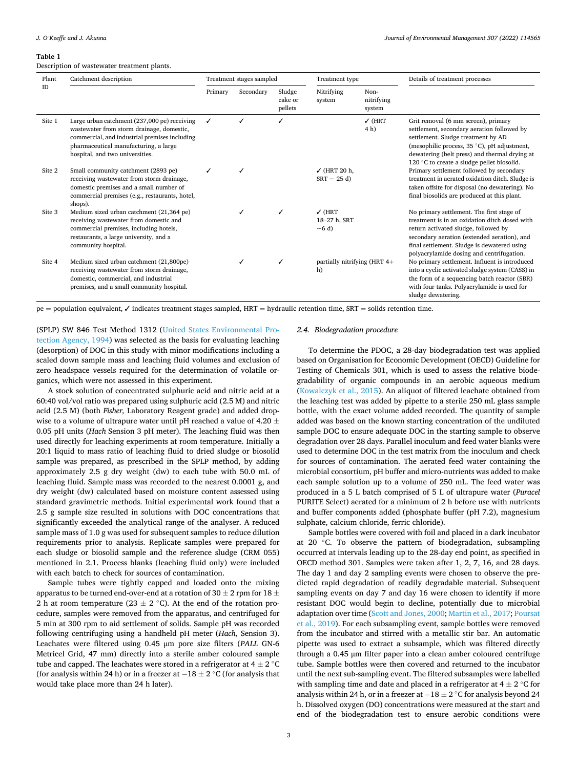**Table 1**
Description of wastewater treatment plants.

| Plant ID | Catchment description | Treatment stages sampled | | | Treatment type | | Details of treatment processes |
|---|---|---|---|---|---|---|---|
| | | Primary | Secondary | Sludge cake or pellets | Nitrifying system | Non-nitrifying system | |
| Site 1 | Large urban catchment (237,000 pe) receiving wastewater from storm drainage, domestic, commercial, and industrial premises including pharmaceutical manufacturing, a large hospital, and two universities. | ✓ | ✓ | ✓ | | ✓ (HRT 4 h) | Grit removal (6 mm screen), primary settlement, secondary aeration followed by settlement. Sludge treatment by AD (mesophilic process, 35 °C), pH adjustment, dewatering (belt press) and thermal drying at 120 °C to create a sludge pellet biosolid. |
| Site 2 | Small community catchment (2893 pe) receiving wastewater from storm drainage, domestic premises and a small number of commercial premises (e.g., restaurants, hotel, shops). | ✓ | ✓ | | ✓ (HRT 20 h, SRT ~ 25 d) | | Primary settlement followed by secondary treatment in aerated oxidation ditch. Sludge is taken offsite for disposal (no dewatering). No final biosolids are produced at this plant. |
| Site 3 | Medium sized urban catchment (21,364 pe) receiving wastewater from domestic and commercial premises, including hotels, restaurants, a large university, and a community hospital. | | ✓ | ✓ | ✓ (HRT 18–27 h, SRT ~6 d) | | No primary settlement. The first stage of treatment is in an oxidation ditch dosed with return activated sludge, followed by secondary aeration (extended aeration), and final settlement. Sludge is dewatered using polyacrylamide dosing and centrifugation. |
| Site 4 | Medium sized urban catchment (21,800pe) receiving wastewater from storm drainage, domestic, commercial, and industrial premises, and a small community hospital. | | ✓ | ✓ | partially nitrifying (HRT 4+ h) | | No primary settlement. Influent is introduced into a cyclic activated sludge system (CASS) in the form of a sequencing batch reactor (SBR) with four tanks. Polyacrylamide is used for sludge dewatering. |

pe = population equivalent, ✓ indicates treatment stages sampled, HRT = hydraulic retention time, SRT = solids retention time.

(SPLP) SW 846 Test Method 1312 (United States Environmental Protection Agency, 1994) was selected as the basis for evaluating leaching (desorption) of DOC in this study with minor modifications including a scaled down sample mass and leaching fluid volumes and exclusion of zero headspace vessels required for the determination of volatile organics, which were not assessed in this experiment.

A stock solution of concentrated sulphuric acid and nitric acid at a 60:40 vol/vol ratio was prepared using sulphuric acid (2.5 M) and nitric acid (2.5 M) (both *Fisher,* Laboratory Reagent grade) and added dropwise to a volume of ultrapure water until pH reached a value of 4.20 ± 0.05 pH units (*Hach* Sension 3 pH meter). The leaching fluid was then used directly for leaching experiments at room temperature. Initially a 20:1 liquid to mass ratio of leaching fluid to dried sludge or biosolid sample was prepared, as prescribed in the SPLP method, by adding approximately 2.5 g dry weight (dw) to each tube with 50.0 mL of leaching fluid. Sample mass was recorded to the nearest 0.0001 g, and dry weight (dw) calculated based on moisture content assessed using standard gravimetric methods. Initial experimental work found that a 2.5 g sample size resulted in solutions with DOC concentrations that significantly exceeded the analytical range of the analyser. A reduced sample mass of 1.0 g was used for subsequent samples to reduce dilution requirements prior to analysis. Replicate samples were prepared for each sludge or biosolid sample and the reference sludge (CRM 055) mentioned in 2.1. Process blanks (leaching fluid only) were included with each batch to check for sources of contamination.

Sample tubes were tightly capped and loaded onto the mixing apparatus to be turned end-over-end at a rotation of 30 ± 2 rpm for 18 ± 2 h at room temperature (23 ± 2 °C). At the end of the rotation procedure, samples were removed from the apparatus, and centrifuged for 5 min at 300 rpm to aid settlement of solids. Sample pH was recorded following centrifuging using a handheld pH meter (*Hach*, Sension 3). Leachates were filtered using 0.45 μm pore size filters (*PALL* GN-6 Metricel Grid, 47 mm) directly into a sterile amber coloured sample tube and capped. The leachates were stored in a refrigerator at 4 ± 2 °C (for analysis within 24 h) or in a freezer at −18 ± 2 °C (for analysis that would take place more than 24 h later).

### 2.4. Biodegradation procedure

To determine the PDOC, a 28-day biodegradation test was applied based on Organisation for Economic Development (OECD) Guideline for Testing of Chemicals 301, which is used to assess the relative biodegradability of organic compounds in an aerobic aqueous medium (Kowalczyk et al., 2015). An aliquot of filtered leachate obtained from the leaching test was added by pipette to a sterile 250 mL glass sample bottle, with the exact volume added recorded. The quantity of sample added was based on the known starting concentration of the undiluted sample DOC to ensure adequate DOC in the starting sample to observe degradation over 28 days. Parallel inoculum and feed water blanks were used to determine DOC in the test matrix from the inoculum and check for sources of contamination. The aerated feed water containing the microbial consortium, pH buffer and micro-nutrients was added to make each sample solution up to a volume of 250 mL. The feed water was produced in a 5 L batch comprised of 5 L of ultrapure water (*Puracel* PURITE Select) aerated for a minimum of 2 h before use with nutrients and buffer components added (phosphate buffer (pH 7.2), magnesium sulphate, calcium chloride, ferric chloride).

Sample bottles were covered with foil and placed in a dark incubator at 20 °C. To observe the pattern of biodegradation, subsampling occurred at intervals leading up to the 28-day end point, as specified in OECD method 301. Samples were taken after 1, 2, 7, 16, and 28 days. The day 1 and day 2 sampling events were chosen to observe the predicted rapid degradation of readily degradable material. Subsequent sampling events on day 7 and day 16 were chosen to identify if more resistant DOC would begin to decline, potentially due to microbial adaptation over time (Scott and Jones, 2000; Martin et al., 2017; Poursat et al., 2019). For each subsampling event, sample bottles were removed from the incubator and stirred with a metallic stir bar. An automatic pipette was used to extract a subsample, which was filtered directly through a 0.45 μm filter paper into a clean amber coloured centrifuge tube. Sample bottles were then covered and returned to the incubator until the next sub-sampling event. The filtered subsamples were labelled with sampling time and date and placed in a refrigerator at 4 ± 2 °C for analysis within 24 h, or in a freezer at −18 ± 2 °C for analysis beyond 24 h. Dissolved oxygen (DO) concentrations were measured at the start and end of the biodegradation test to ensure aerobic conditions were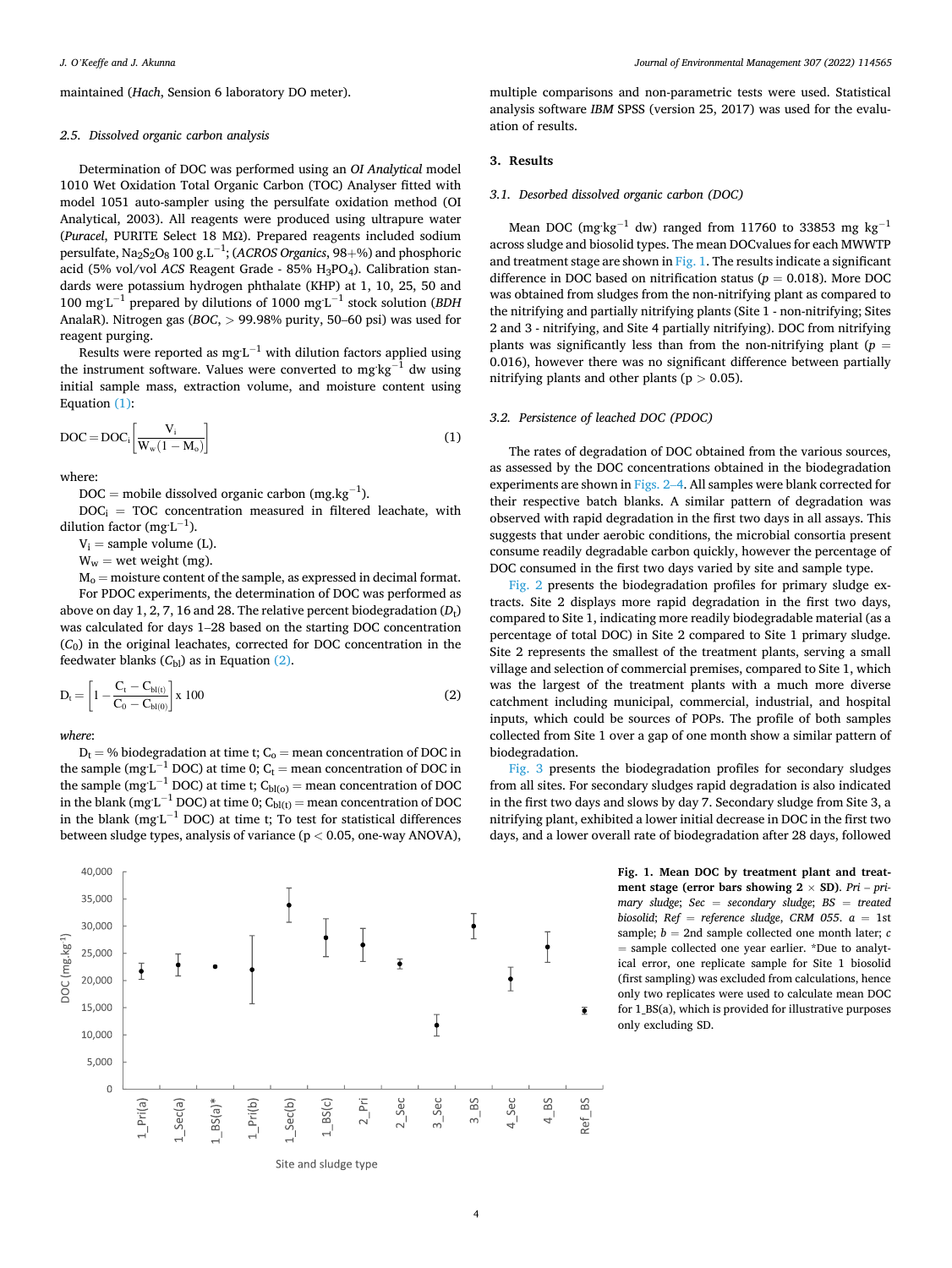maintained (*Hach*, Sension 6 laboratory DO meter).

### 2.5. Dissolved organic carbon analysis

Determination of DOC was performed using an *OI Analytical* model 1010 Wet Oxidation Total Organic Carbon (TOC) Analyser fitted with model 1051 auto-sampler using the persulfate oxidation method (OI Analytical, 2003). All reagents were produced using ultrapure water (*Puracel*, PURITE Select 18 MΩ). Prepared reagents included sodium persulfate, $Na_2S_2O_8$ 100 g.L$^{-1}$; (*ACROS Organics*, 98+%) and phosphoric acid (5% vol/vol *ACS* Reagent Grade - 85% $H_3PO_4$). Calibration standards were potassium hydrogen phthalate (KHP) at 1, 10, 25, 50 and 100 mg·L$^{-1}$ prepared by dilutions of 1000 mg·L$^{-1}$ stock solution (*BDH* AnalaR). Nitrogen gas (*BOC*, > 99.98% purity, 50–60 psi) was used for reagent purging.

Results were reported as mg·L$^{-1}$ with dilution factors applied using the instrument software. Values were converted to mg·kg$^{-1}$ dw using initial sample mass, extraction volume, and moisture content using Equation (1):

$$DOC = DOC_i\left[\frac{V_i}{W_w(1 - M_o)}\right] \quad (1)$$

where:

DOC = mobile dissolved organic carbon (mg.kg$^{-1}$).

$DOC_i$ = TOC concentration measured in filtered leachate, with dilution factor (mg·L$^{-1}$).

$V_i$ = sample volume (L).

$W_w$ = wet weight (mg).

$M_o$ = moisture content of the sample, as expressed in decimal format.

For PDOC experiments, the determination of DOC was performed as above on day 1, 2, 7, 16 and 28. The relative percent biodegradation ($D_t$) was calculated for days 1–28 based on the starting DOC concentration ($C_0$) in the original leachates, corrected for DOC concentration in the feedwater blanks ($C_{bl}$) as in Equation (2).

$$D_t = \left[1 - \frac{C_t - C_{bl(t)}}{C_0 - C_{bl(0)}}\right] \times 100 \quad (2)$$

*where*:

$D_t$ = % biodegradation at time t; $C_o$ = mean concentration of DOC in the sample (mg·L$^{-1}$ DOC) at time 0; $C_t$ = mean concentration of DOC in the sample (mg·L$^{-1}$ DOC) at time t; $C_{bl(o)}$ = mean concentration of DOC in the blank (mg·L$^{-1}$ DOC) at time 0; $C_{bl(t)}$ = mean concentration of DOC in the blank (mg·L$^{-1}$ DOC) at time t; To test for statistical differences between sludge types, analysis of variance ($p < 0.05$, one-way ANOVA), multiple comparisons and non-parametric tests were used. Statistical analysis software *IBM* SPSS (version 25, 2017) was used for the evaluation of results.

## 3. Results

### 3.1. Desorbed dissolved organic carbon (DOC)

Mean DOC (mg·kg$^{-1}$ dw) ranged from 11760 to 33853 mg kg$^{-1}$ across sludge and biosolid types. The mean DOCvalues for each MWWTP and treatment stage are shown in Fig. 1. The results indicate a significant difference in DOC based on nitrification status ($p = 0.018$). More DOC was obtained from sludges from the non-nitrifying plant as compared to the nitrifying and partially nitrifying plants (Site 1 - non-nitrifying; Sites 2 and 3 - nitrifying, and Site 4 partially nitrifying). DOC from nitrifying plants was significantly less than from the non-nitrifying plant ($p = 0.016$), however there was no significant difference between partially nitrifying plants and other plants ($p > 0.05$).

### 3.2. Persistence of leached DOC (PDOC)

The rates of degradation of DOC obtained from the various sources, as assessed by the DOC concentrations obtained in the biodegradation experiments are shown in Figs. 2–4. All samples were blank corrected for their respective batch blanks. A similar pattern of degradation was observed with rapid degradation in the first two days in all assays. This suggests that under aerobic conditions, the microbial consortia present consume readily degradable carbon quickly, however the percentage of DOC consumed in the first two days varied by site and sample type.

Fig. 2 presents the biodegradation profiles for primary sludge extracts. Site 2 displays more rapid degradation in the first two days, compared to Site 1, indicating more readily biodegradable material (as a percentage of total DOC) in Site 2 compared to Site 1 primary sludge. Site 2 represents the smallest of the treatment plants, serving a small village and selection of commercial premises, compared to Site 1, which was the largest of the treatment plants with a much more diverse catchment including municipal, commercial, industrial, and hospital inputs, which could be sources of POPs. The profile of both samples collected from Site 1 over a gap of one month show a similar pattern of biodegradation.

Fig. 3 presents the biodegradation profiles for secondary sludges from all sites. For secondary sludges rapid degradation is also indicated in the first two days and slows by day 7. Secondary sludge from Site 3, a nitrifying plant, exhibited a lower initial decrease in DOC in the first two days, and a lower overall rate of biodegradation after 28 days, followed

**Fig. 1. Mean DOC by treatment plant and treatment stage (error bars showing 2 × SD).** *Pri – primary sludge*; *Sec = secondary sludge*; *BS = treated biosolid*; *Ref = reference sludge*, *CRM 055*. *a* = 1st sample; *b* = 2nd sample collected one month later; *c* = sample collected one year earlier. *Due to analytical error, one replicate sample for Site 1 biosolid (first sampling) was excluded from calculations, hence only two replicates were used to calculate mean DOC for 1_BS(a), which is provided for illustrative purposes only excluding SD.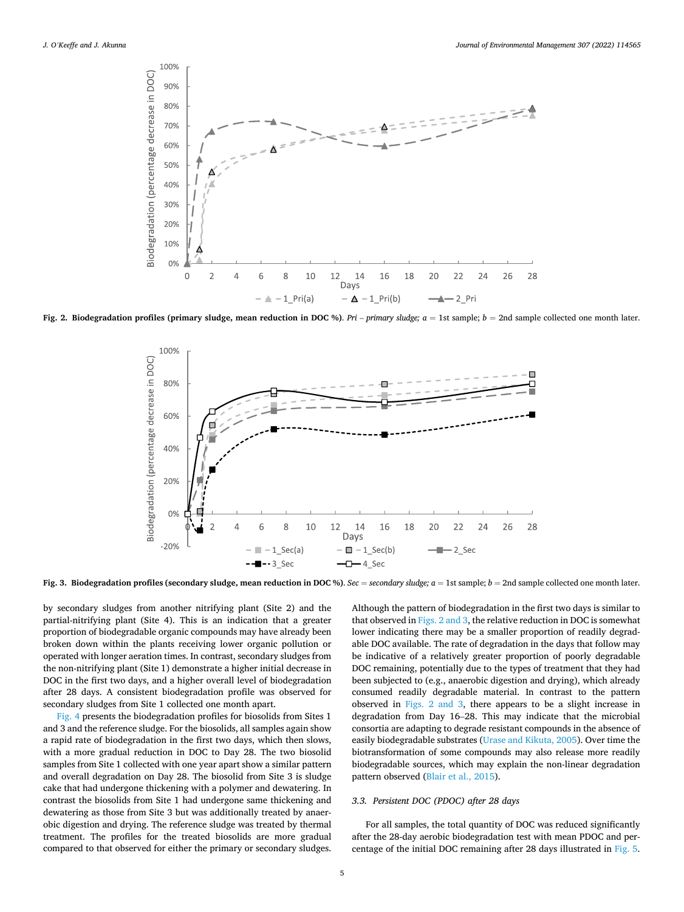Fig. 2. **Biodegradation profiles (primary sludge, mean reduction in DOC %)**. *Pri – primary sludge; a = 1st sample; b = 2nd sample collected one month later.*

Fig. 3. **Biodegradation profiles (secondary sludge, mean reduction in DOC %)**. *Sec = secondary sludge; a = 1st sample; b = 2nd sample collected one month later.*

by secondary sludges from another nitrifying plant (Site 2) and the partial-nitrifying plant (Site 4). This is an indication that a greater proportion of biodegradable organic compounds may have already been broken down within the plants receiving lower organic pollution or operated with longer aeration times. In contrast, secondary sludges from the non-nitrifying plant (Site 1) demonstrate a higher initial decrease in DOC in the first two days, and a higher overall level of biodegradation after 28 days. A consistent biodegradation profile was observed for secondary sludges from Site 1 collected one month apart.

Fig. 4 presents the biodegradation profiles for biosolids from Sites 1 and 3 and the reference sludge. For the biosolids, all samples again show a rapid rate of biodegradation in the first two days, which then slows, with a more gradual reduction in DOC to Day 28. The two biosolid samples from Site 1 collected with one year apart show a similar pattern and overall degradation on Day 28. The biosolid from Site 3 is sludge cake that had undergone thickening with a polymer and dewatering. In contrast the biosolids from Site 1 had undergone same thickening and dewatering as those from Site 3 but was additionally treated by anaerobic digestion and drying. The reference sludge was treated by thermal treatment. The profiles for the treated biosolids are more gradual compared to that observed for either the primary or secondary sludges. Although the pattern of biodegradation in the first two days is similar to that observed in Figs. 2 and 3, the relative reduction in DOC is somewhat lower indicating there may be a smaller proportion of readily degradable DOC available. The rate of degradation in the days that follow may be indicative of a relatively greater proportion of poorly degradable DOC remaining, potentially due to the types of treatment that they had been subjected to (e.g., anaerobic digestion and drying), which already consumed readily degradable material. In contrast to the pattern observed in Figs. 2 and 3, there appears to be a slight increase in degradation from Day 16–28. This may indicate that the microbial consortia are adapting to degrade resistant compounds in the absence of easily biodegradable substrates (Urase and Kikuta, 2005). Over time the biotransformation of some compounds may also release more readily biodegradable sources, which may explain the non-linear degradation pattern observed (Blair et al., 2015).

### 3.3. Persistent DOC (PDOC) after 28 days

For all samples, the total quantity of DOC was reduced significantly after the 28-day aerobic biodegradation test with mean PDOC and percentage of the initial DOC remaining after 28 days illustrated in Fig. 5.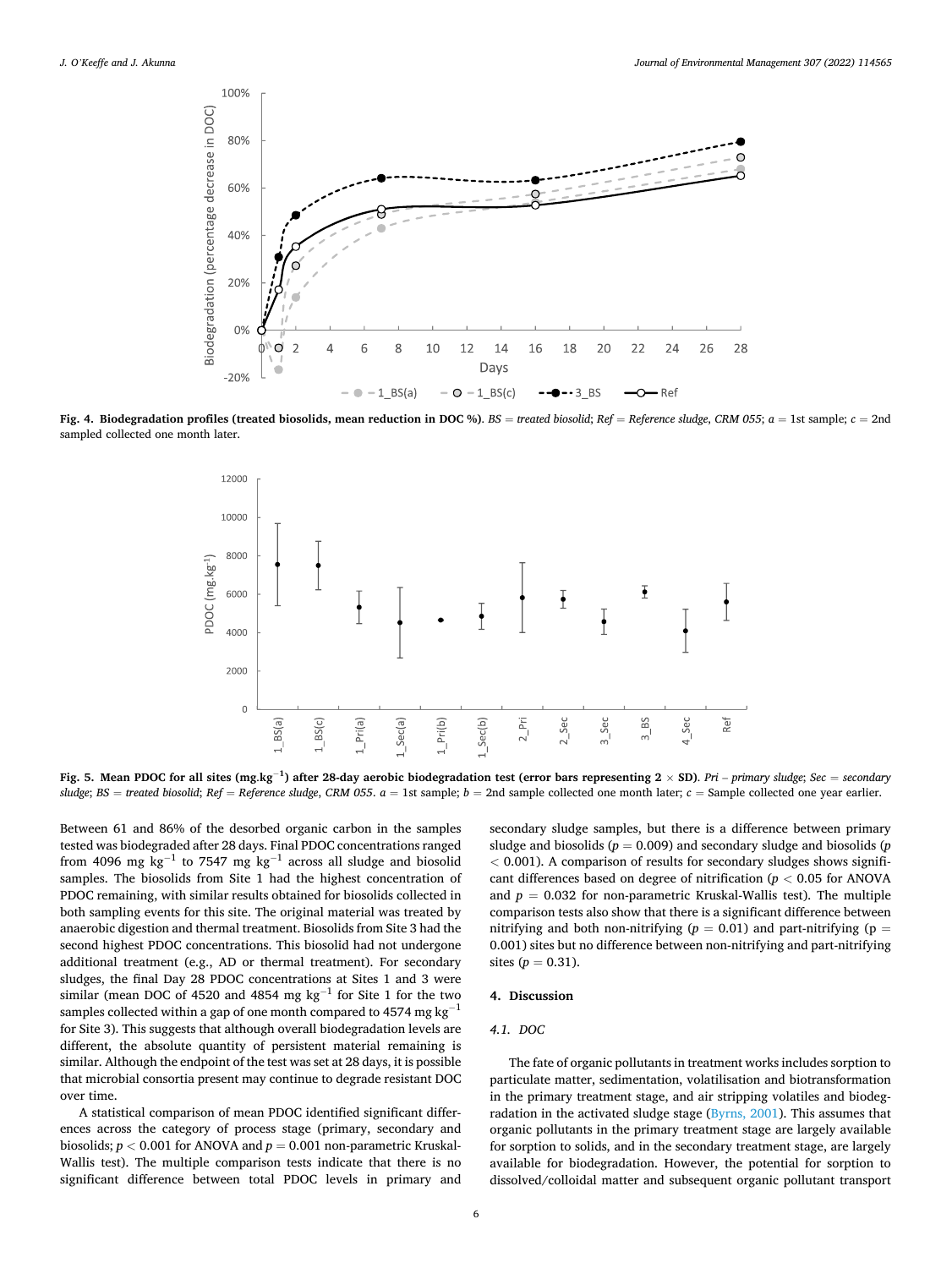**Fig. 4. Biodegradation profiles (treated biosolids, mean reduction in DOC %).** *BS = treated biosolid; Ref = Reference sludge, CRM 055; a = 1st sample; c = 2nd sampled collected one month later.*

**Fig. 5. Mean PDOC for all sites (mg.kg$^{-1}$) after 28-day aerobic biodegradation test (error bars representing 2 × SD).** *Pri – primary sludge; Sec = secondary sludge; BS = treated biosolid; Ref = Reference sludge, CRM 055. a = 1st sample; b = 2nd sample collected one month later; c = Sample collected one year earlier.*

Between 61 and 86% of the desorbed organic carbon in the samples tested was biodegraded after 28 days. Final PDOC concentrations ranged from 4096 mg kg$^{-1}$ to 7547 mg kg$^{-1}$ across all sludge and biosolid samples. The biosolids from Site 1 had the highest concentration of PDOC remaining, with similar results obtained for biosolids collected in both sampling events for this site. The original material was treated by anaerobic digestion and thermal treatment. Biosolids from Site 3 had the second highest PDOC concentrations. This biosolid had not undergone additional treatment (e.g., AD or thermal treatment). For secondary sludges, the final Day 28 PDOC concentrations at Sites 1 and 3 were similar (mean DOC of 4520 and 4854 mg kg$^{-1}$ for Site 1 for the two samples collected within a gap of one month compared to 4574 mg kg$^{-1}$ for Site 3). This suggests that although overall biodegradation levels are different, the absolute quantity of persistent material remaining is similar. Although the endpoint of the test was set at 28 days, it is possible that microbial consortia present may continue to degrade resistant DOC over time.

A statistical comparison of mean PDOC identified significant differences across the category of process stage (primary, secondary and biosolids; $p < 0.001$ for ANOVA and $p = 0.001$ non-parametric Kruskal-Wallis test). The multiple comparison tests indicate that there is no significant difference between total PDOC levels in primary and secondary sludge samples, but there is a difference between primary sludge and biosolids ($p = 0.009$) and secondary sludge and biosolids ($p < 0.001$). A comparison of results for secondary sludges shows significant differences based on degree of nitrification ($p < 0.05$ for ANOVA and $p = 0.032$ for non-parametric Kruskal-Wallis test). The multiple comparison tests also show that there is a significant difference between nitrifying and both non-nitrifying ($p = 0.01$) and part-nitrifying ($p = 0.001$) sites but no difference between non-nitrifying and part-nitrifying sites ($p = 0.31$).

## 4. Discussion

### 4.1. DOC

The fate of organic pollutants in treatment works includes sorption to particulate matter, sedimentation, volatilisation and biotransformation in the primary treatment stage, and air stripping volatiles and biodegradation in the activated sludge stage (Byrns, 2001). This assumes that organic pollutants in the primary treatment stage are largely available for sorption to solids, and in the secondary treatment stage, are largely available for biodegradation. However, the potential for sorption to dissolved/colloidal matter and subsequent organic pollutant transport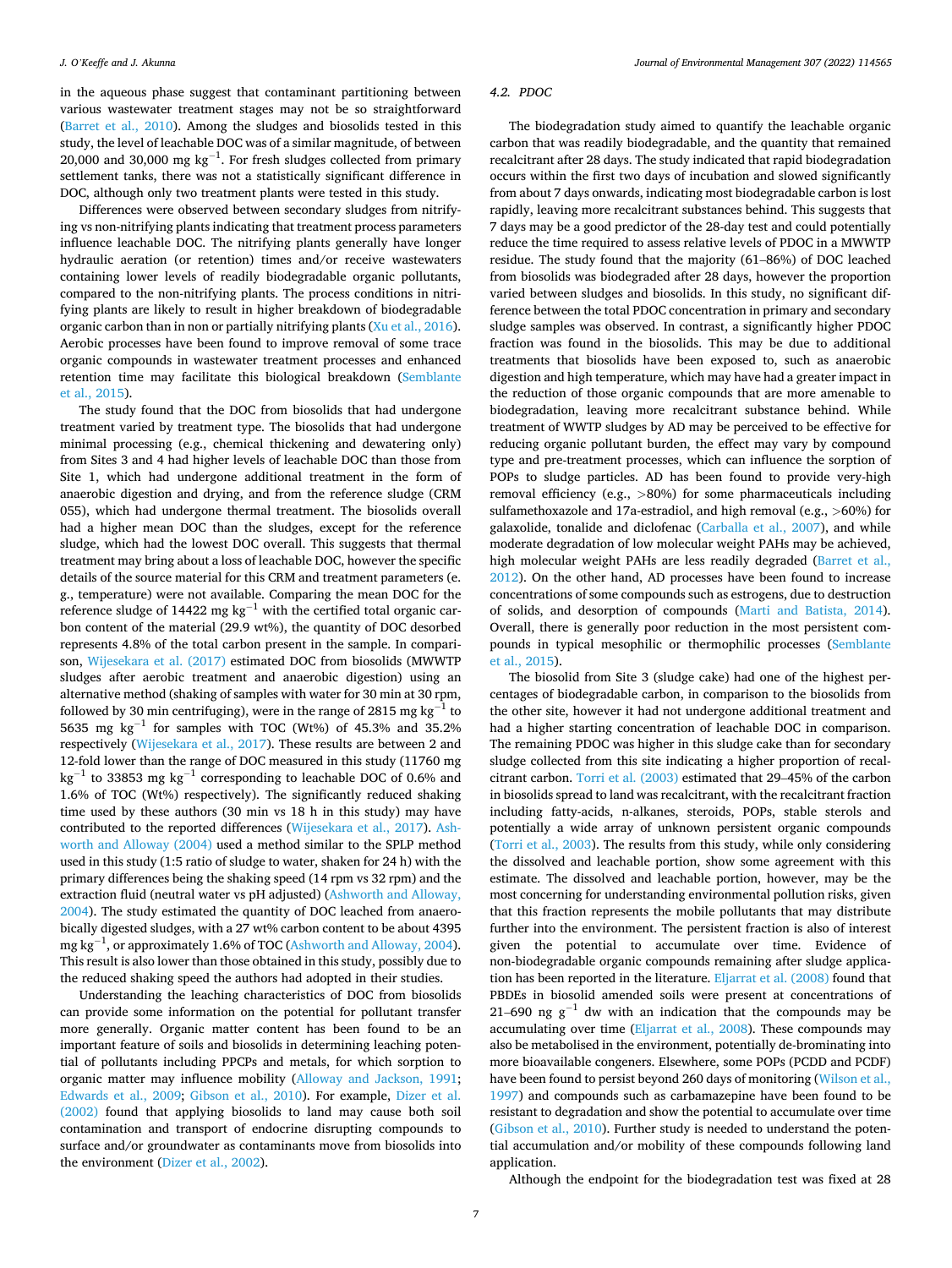in the aqueous phase suggest that contaminant partitioning between various wastewater treatment stages may not be so straightforward (Barret et al., 2010). Among the sludges and biosolids tested in this study, the level of leachable DOC was of a similar magnitude, of between 20,000 and 30,000 mg kg$^{-1}$. For fresh sludges collected from primary settlement tanks, there was not a statistically significant difference in DOC, although only two treatment plants were tested in this study.

Differences were observed between secondary sludges from nitrifying vs non-nitrifying plants indicating that treatment process parameters influence leachable DOC. The nitrifying plants generally have longer hydraulic aeration (or retention) times and/or receive wastewaters containing lower levels of readily biodegradable organic pollutants, compared to the non-nitrifying plants. The process conditions in nitrifying plants are likely to result in higher breakdown of biodegradable organic carbon than in non or partially nitrifying plants (Xu et al., 2016). Aerobic processes have been found to improve removal of some trace organic compounds in wastewater treatment processes and enhanced retention time may facilitate this biological breakdown (Semblante et al., 2015).

The study found that the DOC from biosolids that had undergone treatment varied by treatment type. The biosolids that had undergone minimal processing (e.g., chemical thickening and dewatering only) from Sites 3 and 4 had higher levels of leachable DOC than those from Site 1, which had undergone additional treatment in the form of anaerobic digestion and drying, and from the reference sludge (CRM 055), which had undergone thermal treatment. The biosolids overall had a higher mean DOC than the sludges, except for the reference sludge, which had the lowest DOC overall. This suggests that thermal treatment may bring about a loss of leachable DOC, however the specific details of the source material for this CRM and treatment parameters (e.g., temperature) were not available. Comparing the mean DOC for the reference sludge of 14422 mg kg$^{-1}$ with the certified total organic carbon content of the material (29.9 wt%), the quantity of DOC desorbed represents 4.8% of the total carbon present in the sample. In comparison, Wijesekara et al. (2017) estimated DOC from biosolids (MWWTP sludges after aerobic treatment and anaerobic digestion) using an alternative method (shaking of samples with water for 30 min at 30 rpm, followed by 30 min centrifuging), were in the range of 2815 mg kg$^{-1}$ to 5635 mg kg$^{-1}$ for samples with TOC (Wt%) of 45.3% and 35.2% respectively (Wijesekara et al., 2017). These results are between 2 and 12-fold lower than the range of DOC measured in this study (11760 mg kg$^{-1}$ to 33853 mg kg$^{-1}$ corresponding to leachable DOC of 0.6% and 1.6% of TOC (Wt%) respectively). The significantly reduced shaking time used by these authors (30 min vs 18 h in this study) may have contributed to the reported differences (Wijesekara et al., 2017). Ashworth and Alloway (2004) used a method similar to the SPLP method used in this study (1:5 ratio of sludge to water, shaken for 24 h) with the primary differences being the shaking speed (14 rpm vs 32 rpm) and the extraction fluid (neutral water vs pH adjusted) (Ashworth and Alloway, 2004). The study estimated the quantity of DOC leached from anaerobically digested sludges, with a 27 wt% carbon content to be about 4395 mg kg$^{-1}$, or approximately 1.6% of TOC (Ashworth and Alloway, 2004). This result is also lower than those obtained in this study, possibly due to the reduced shaking speed the authors had adopted in their studies.

Understanding the leaching characteristics of DOC from biosolids can provide some information on the potential for pollutant transfer more generally. Organic matter content has been found to be an important feature of soils and biosolids in determining leaching potential of pollutants including PPCPs and metals, for which sorption to organic matter may influence mobility (Alloway and Jackson, 1991; Edwards et al., 2009; Gibson et al., 2010). For example, Dizer et al. (2002) found that applying biosolids to land may cause both soil contamination and transport of endocrine disrupting compounds to surface and/or groundwater as contaminants move from biosolids into the environment (Dizer et al., 2002).

### 4.2. PDOC

The biodegradation study aimed to quantify the leachable organic carbon that was readily biodegradable, and the quantity that remained recalcitrant after 28 days. The study indicated that rapid biodegradation occurs within the first two days of incubation and slowed significantly from about 7 days onwards, indicating most biodegradable carbon is lost rapidly, leaving more recalcitrant substances behind. This suggests that 7 days may be a good predictor of the 28-day test and could potentially reduce the time required to assess relative levels of PDOC in a MWWTP residue. The study found that the majority (61–86%) of DOC leached from biosolids was biodegraded after 28 days, however the proportion varied between sludges and biosolids. In this study, no significant difference between the total PDOC concentration in primary and secondary sludge samples was observed. In contrast, a significantly higher PDOC fraction was found in the biosolids. This may be due to additional treatments that biosolids have been exposed to, such as anaerobic digestion and high temperature, which may have had a greater impact in the reduction of those organic compounds that are more amenable to biodegradation, leaving more recalcitrant substance behind. While treatment of WWTP sludges by AD may be perceived to be effective for reducing organic pollutant burden, the effect may vary by compound type and pre-treatment processes, which can influence the sorption of POPs to sludge particles. AD has been found to provide very-high removal efficiency (e.g., >80%) for some pharmaceuticals including sulfamethoxazole and 17a-estradiol, and high removal (e.g., >60%) for galaxolide, tonalide and diclofenac (Carballa et al., 2007), and while moderate degradation of low molecular weight PAHs may be achieved, high molecular weight PAHs are less readily degraded (Barret et al., 2012). On the other hand, AD processes have been found to increase concentrations of some compounds such as estrogens, due to destruction of solids, and desorption of compounds (Marti and Batista, 2014). Overall, there is generally poor reduction in the most persistent compounds in typical mesophilic or thermophilic processes (Semblante et al., 2015).

The biosolid from Site 3 (sludge cake) had one of the highest percentages of biodegradable carbon, in comparison to the biosolids from the other site, however it had not undergone additional treatment and had a higher starting concentration of leachable DOC in comparison. The remaining PDOC was higher in this sludge cake than for secondary sludge collected from this site indicating a higher proportion of recalcitrant carbon. Torri et al. (2003) estimated that 29–45% of the carbon in biosolids spread to land was recalcitrant, with the recalcitrant fraction including fatty-acids, n-alkanes, steroids, POPs, stable sterols and potentially a wide array of unknown persistent organic compounds (Torri et al., 2003). The results from this study, while only considering the dissolved and leachable portion, show some agreement with this estimate. The dissolved and leachable portion, however, may be the most concerning for understanding environmental pollution risks, given that this fraction represents the mobile pollutants that may distribute further into the environment. The persistent fraction is also of interest given the potential to accumulate over time. Evidence of non-biodegradable organic compounds remaining after sludge application has been reported in the literature. Eljarrat et al. (2008) found that PBDEs in biosolid amended soils were present at concentrations of 21–690 ng g$^{-1}$ dw with an indication that the compounds may be accumulating over time (Eljarrat et al., 2008). These compounds may also be metabolised in the environment, potentially de-brominating into more bioavailable congeners. Elsewhere, some POPs (PCDD and PCDF) have been found to persist beyond 260 days of monitoring (Wilson et al., 1997) and compounds such as carbamazepine have been found to be resistant to degradation and show the potential to accumulate over time (Gibson et al., 2010). Further study is needed to understand the potential accumulation and/or mobility of these compounds following land application.

Although the endpoint for the biodegradation test was fixed at 28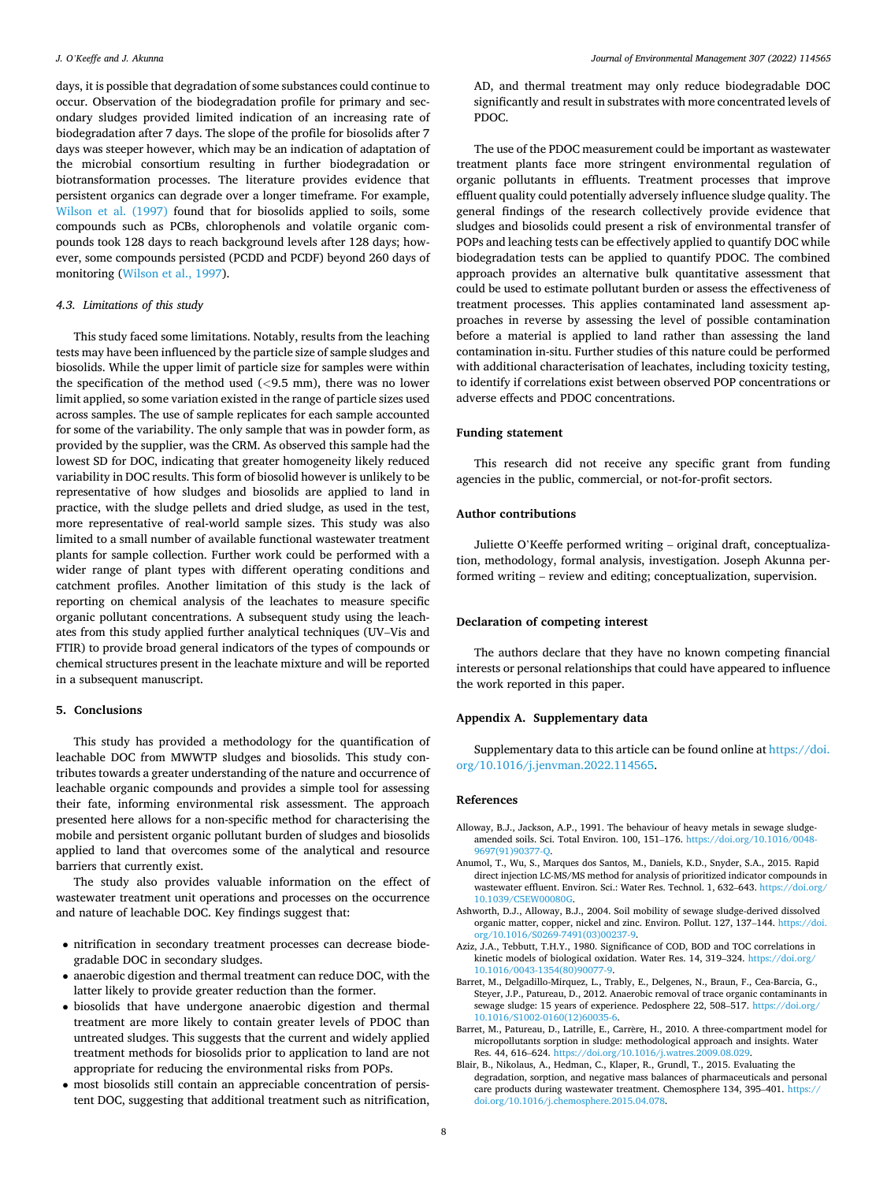days, it is possible that degradation of some substances could continue to occur. Observation of the biodegradation profile for primary and secondary sludges provided limited indication of an increasing rate of biodegradation after 7 days. The slope of the profile for biosolids after 7 days was steeper however, which may be an indication of adaptation of the microbial consortium resulting in further biodegradation or biotransformation processes. The literature provides evidence that persistent organics can degrade over a longer timeframe. For example, Wilson et al. (1997) found that for biosolids applied to soils, some compounds such as PCBs, chlorophenols and volatile organic compounds took 128 days to reach background levels after 128 days; however, some compounds persisted (PCDD and PCDF) beyond 260 days of monitoring (Wilson et al., 1997).

### 4.3. Limitations of this study

This study faced some limitations. Notably, results from the leaching tests may have been influenced by the particle size of sample sludges and biosolids. While the upper limit of particle size for samples were within the specification of the method used (<9.5 mm), there was no lower limit applied, so some variation existed in the range of particle sizes used across samples. The use of sample replicates for each sample accounted for some of the variability. The only sample that was in powder form, as provided by the supplier, was the CRM. As observed this sample had the lowest SD for DOC, indicating that greater homogeneity likely reduced variability in DOC results. This form of biosolid however is unlikely to be representative of how sludges and biosolids are applied to land in practice, with the sludge pellets and dried sludge, as used in the test, more representative of real-world sample sizes. This study was also limited to a small number of available functional wastewater treatment plants for sample collection. Further work could be performed with a wider range of plant types with different operating conditions and catchment profiles. Another limitation of this study is the lack of reporting on chemical analysis of the leachates to measure specific organic pollutant concentrations. A subsequent study using the leachates from this study applied further analytical techniques (UV–Vis and FTIR) to provide broad general indicators of the types of compounds or chemical structures present in the leachate mixture and will be reported in a subsequent manuscript.

## 5. Conclusions

This study has provided a methodology for the quantification of leachable DOC from MWWTP sludges and biosolids. This study contributes towards a greater understanding of the nature and occurrence of leachable organic compounds and provides a simple tool for assessing their fate, informing environmental risk assessment. The approach presented here allows for a non-specific method for characterising the mobile and persistent organic pollutant burden of sludges and biosolids applied to land that overcomes some of the analytical and resource barriers that currently exist.

The study also provides valuable information on the effect of wastewater treatment unit operations and processes on the occurrence and nature of leachable DOC. Key findings suggest that:

- nitrification in secondary treatment processes can decrease biodegradable DOC in secondary sludges.
- anaerobic digestion and thermal treatment can reduce DOC, with the latter likely to provide greater reduction than the former.
- biosolids that have undergone anaerobic digestion and thermal treatment are more likely to contain greater levels of PDOC than untreated sludges. This suggests that the current and widely applied treatment methods for biosolids prior to application to land are not appropriate for reducing the environmental risks from POPs.
- most biosolids still contain an appreciable concentration of persistent DOC, suggesting that additional treatment such as nitrification, AD, and thermal treatment may only reduce biodegradable DOC significantly and result in substrates with more concentrated levels of PDOC.

The use of the PDOC measurement could be important as wastewater treatment plants face more stringent environmental regulation of organic pollutants in effluents. Treatment processes that improve effluent quality could potentially adversely influence sludge quality. The general findings of the research collectively provide evidence that sludges and biosolids could present a risk of environmental transfer of POPs and leaching tests can be effectively applied to quantify DOC while biodegradation tests can be applied to quantify PDOC. The combined approach provides an alternative bulk quantitative assessment that could be used to estimate pollutant burden or assess the effectiveness of treatment processes. This applies contaminated land assessment approaches in reverse by assessing the level of possible contamination before a material is applied to land rather than assessing the land contamination in-situ. Further studies of this nature could be performed with additional characterisation of leachates, including toxicity testing, to identify if correlations exist between observed POP concentrations or adverse effects and PDOC concentrations.

## Funding statement

This research did not receive any specific grant from funding agencies in the public, commercial, or not-for-profit sectors.

## Author contributions

Juliette O'Keeffe performed writing – original draft, conceptualization, methodology, formal analysis, investigation. Joseph Akunna performed writing – review and editing; conceptualization, supervision.

## Declaration of competing interest

The authors declare that they have no known competing financial interests or personal relationships that could have appeared to influence the work reported in this paper.

## Appendix A. Supplementary data

Supplementary data to this article can be found online at https://doi.org/10.1016/j.jenvman.2022.114565.

## References

Alloway, B.J., Jackson, A.P., 1991. The behaviour of heavy metals in sewage sludge-amended soils. Sci. Total Environ. 100, 151–176. https://doi.org/10.1016/0048-9697(91)90377-Q.

Anumol, T., Wu, S., Marques dos Santos, M., Daniels, K.D., Snyder, S.A., 2015. Rapid direct injection LC-MS/MS method for analysis of prioritized indicator compounds in wastewater effluent. Environ. Sci.: Water Res. Technol. 1, 632–643. https://doi.org/10.1039/C5EW00080G.

Ashworth, D.J., Alloway, B.J., 2004. Soil mobility of sewage sludge-derived dissolved organic matter, copper, nickel and zinc. Environ. Pollut. 127, 137–144. https://doi.org/10.1016/S0269-7491(03)00237-9.

Aziz, J.A., Tebbutt, T.H.Y., 1980. Significance of COD, BOD and TOC correlations in kinetic models of biological oxidation. Water Res. 14, 319–324. https://doi.org/10.1016/0043-1354(80)90077-9.

Barret, M., Delgadillo-Mirquez, L., Trably, E., Delgenes, N., Braun, F., Cea-Barcia, G., Steyer, J.P., Patureau, D., 2012. Anaerobic removal of trace organic contaminants in sewage sludge: 15 years of experience. Pedosphere 22, 508–517. https://doi.org/10.1016/S1002-0160(12)60035-6.

Barret, M., Patureau, D., Latrille, E., Carrère, H., 2010. A three-compartment model for micropollutants sorption in sludge: methodological approach and insights. Water Res. 44, 616–624. https://doi.org/10.1016/j.watres.2009.08.029.

Blair, B., Nikolaus, A., Hedman, C., Klaper, R., Grundl, T., 2015. Evaluating the degradation, sorption, and negative mass balances of pharmaceuticals and personal care products during wastewater treatment. Chemosphere 134, 395–401. https://doi.org/10.1016/j.chemosphere.2015.04.078.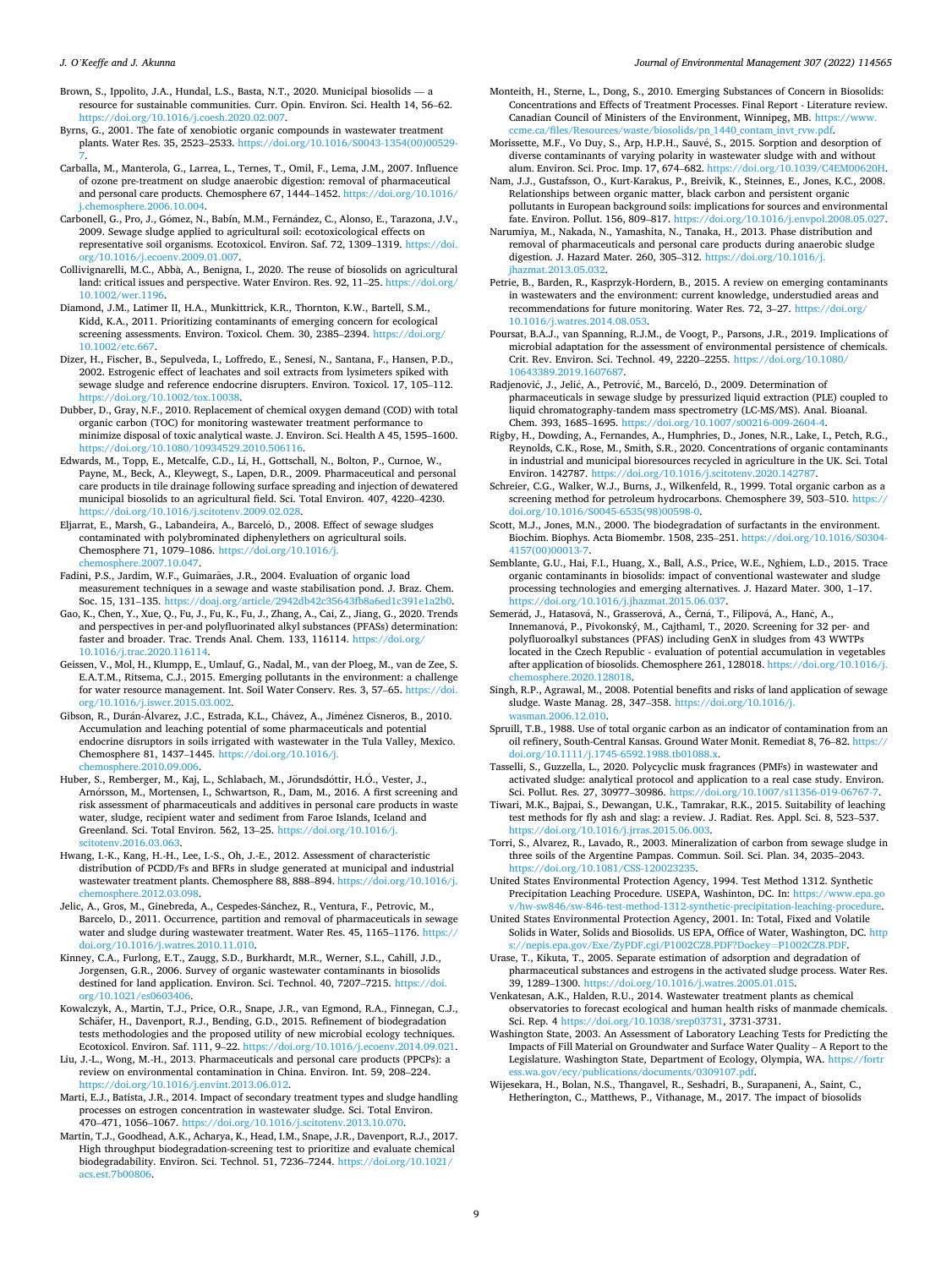Brown, S., Ippolito, J.A., Hundal, L.S., Basta, N.T., 2020. Municipal biosolids — a resource for sustainable communities. Curr. Opin. Environ. Sci. Health 14, 56–62. https://doi.org/10.1016/j.coesh.2020.02.007.

Byrns, G., 2001. The fate of xenobiotic organic compounds in wastewater treatment plants. Water Res. 35, 2523–2533. https://doi.org/10.1016/S0043-1354(00)00529-7.

Carballa, M., Manterola, G., Larrea, L., Ternes, T., Omil, F., Lema, J.M., 2007. Influence of ozone pre-treatment on sludge anaerobic digestion: removal of pharmaceutical and personal care products. Chemosphere 67, 1444–1452. https://doi.org/10.1016/j.chemosphere.2006.10.004.

Carbonell, G., Pro, J., Gómez, N., Babín, M.M., Fernández, C., Alonso, E., Tarazona, J.V., 2009. Sewage sludge applied to agricultural soil: ecotoxicological effects on representative soil organisms. Ecotoxicol. Environ. Saf. 72, 1309–1319. https://doi.org/10.1016/j.ecoenv.2009.01.007.

Collivignarelli, M.C., Abbà, A., Benigna, I., 2020. The reuse of biosolids on agricultural land: critical issues and perspective. Water Environ. Res. 92, 11–25. https://doi.org/10.1002/wer.1196.

Diamond, J.M., Latimer II, H.A., Munkittrick, K.R., Thornton, K.W., Bartell, S.M., Kidd, K.A., 2011. Prioritizing contaminants of emerging concern for ecological screening assessments. Environ. Toxicol. Chem. 30, 2385–2394. https://doi.org/10.1002/etc.667.

Dizer, H., Fischer, B., Sepulveda, I., Loffredo, E., Senesi, N., Santana, F., Hansen, P.D., 2002. Estrogenic effect of leachates and soil extracts from lysimeters spiked with sewage sludge and reference endocrine disrupters. Environ. Toxicol. 17, 105–112. https://doi.org/10.1002/tox.10038.

Dubber, D., Gray, N.F., 2010. Replacement of chemical oxygen demand (COD) with total organic carbon (TOC) for monitoring wastewater treatment performance to minimize disposal of toxic analytical waste. J. Environ. Sci. Health A 45, 1595–1600. https://doi.org/10.1080/10934529.2010.506116.

Edwards, M., Topp, E., Metcalfe, C.D., Li, H., Gottschall, N., Bolton, P., Curnoe, W., Payne, M., Beck, A., Kleywegt, S., Lapen, D.R., 2009. Pharmaceutical and personal care products in tile drainage following surface spreading and injection of dewatered municipal biosolids to an agricultural field. Sci. Total Environ. 407, 4220–4230. https://doi.org/10.1016/j.scitotenv.2009.02.028.

Eljarrat, E., Marsh, G., Labandeira, A., Barceló, D., 2008. Effect of sewage sludges contaminated with polybrominated diphenylethers on agricultural soils. Chemosphere 71, 1079–1086. https://doi.org/10.1016/j.chemosphere.2007.10.047.

Fadini, P.S., Jardim, W.F., Guimarães, J.R., 2004. Evaluation of organic load measurement techniques in a sewage and waste stabilisation pond. J. Braz. Chem. Soc. 15, 131–135. https://doaj.org/article/2942db42c35643fb8a6ed1c391e1a2b0.

Gao, K., Chen, Y., Xue, Q., Fu, J., Fu, K., Fu, J., Zhang, A., Cai, Z., Jiang, G., 2020. Trends and perspectives in per-and polyfluorinated alkyl substances (PFASs) determination: faster and broader. Trac. Trends Anal. Chem. 133, 116114. https://doi.org/10.1016/j.trac.2020.116114.

Geissen, V., Mol, H., Klumpp, E., Umlauf, G., Nadal, M., van der Ploeg, M., van de Zee, S. E.A.T.M., Ritsema, C.J., 2015. Emerging pollutants in the environment: a challenge for water resource management. Int. Soil Water Conserv. Res. 3, 57–65. https://doi.org/10.1016/j.iswcr.2015.03.002.

Gibson, R., Durán-Álvarez, J.C., Estrada, K.L., Chávez, A., Jiménez Cisneros, B., 2010. Accumulation and leaching potential of some pharmaceuticals and potential endocrine disruptors in soils irrigated with wastewater in the Tula Valley, Mexico. Chemosphere 81, 1437–1445. https://doi.org/10.1016/j.chemosphere.2010.09.006.

Huber, S., Remberger, M., Kaj, L., Schlabach, M., Jörundsdóttir, H.Ó., Vester, J., Arnórsson, M., Mortensen, I., Schwartson, R., Dam, M., 2016. A first screening and risk assessment of pharmaceuticals and additives in personal care products in waste water, sludge, recipient water and sediment from Faroe Islands, Iceland and Greenland. Sci. Total Environ. 562, 13–25. https://doi.org/10.1016/j.scitotenv.2016.03.063.

Hwang, I.-K., Kang, H.-H., Lee, I.-S., Oh, J.-E., 2012. Assessment of characteristic distribution of PCDD/Fs and BFRs in sludge generated at municipal and industrial wastewater treatment plants. Chemosphere 88, 888–894. https://doi.org/10.1016/j.chemosphere.2012.03.098.

Jelic, A., Gros, M., Ginebreda, A., Cespedes-Sánchez, R., Ventura, F., Petrovic, M., Barcelo, D., 2011. Occurrence, partition and removal of pharmaceuticals in sewage water and sludge during wastewater treatment. Water Res. 45, 1165–1176. https://doi.org/10.1016/j.watres.2010.11.010.

Kinney, C.A., Furlong, E.T., Zaugg, S.D., Burkhardt, M.R., Werner, S.L., Cahill, J.D., Jorgensen, G.R., 2006. Survey of organic wastewater contaminants in biosolids destined for land application. Environ. Sci. Technol. 40, 7207–7215. https://doi.org/10.1021/es0603406.

Kowalczyk, A., Martin, T.J., Price, O.R., Snape, J.R., van Egmond, R.A., Finnegan, C.J., Schäfer, H., Davenport, R.J., Bending, G.D., 2015. Refinement of biodegradation tests methodologies and the proposed utility of new microbial ecology techniques. Ecotoxicol. Environ. Saf. 111, 9–22. https://doi.org/10.1016/j.ecoenv.2014.09.021.

Liu, J.-L., Wong, M.-H., 2013. Pharmaceuticals and personal care products (PPCPs): a review on environmental contamination in China. Environ. Int. 59, 208–224. https://doi.org/10.1016/j.envint.2013.06.012.

Marti, E.J., Batista, J.R., 2014. Impact of secondary treatment types and sludge handling processes on estrogen concentration in wastewater sludge. Sci. Total Environ. 470–471, 1056–1067. https://doi.org/10.1016/j.scitotenv.2013.10.070.

Martin, T.J., Goodhead, A.K., Acharya, K., Head, I.M., Snape, J.R., Davenport, R.J., 2017. High throughput biodegradation-screening test to prioritize and evaluate chemical biodegradability. Environ. Sci. Technol. 51, 7236–7244. https://doi.org/10.1021/acs.est.7b00806.

Monteith, H., Sterne, L., Dong, S., 2010. Emerging Substances of Concern in Biosolids: Concentrations and Effects of Treatment Processes. Final Report - Literature review. Canadian Council of Ministers of the Environment, Winnipeg, MB. https://www.ccme.ca/files/Resources/waste/biosolids/pn_1440_contam_invt_rvw.pdf.

Morissette, M.F., Vo Duy, S., Arp, H.P.H., Sauvé, S., 2015. Sorption and desorption of diverse contaminants of varying polarity in wastewater sludge with and without alum. Environ. Sci. Proc. Imp. 17, 674–682. https://doi.org/10.1039/C4EM00620H.

Nam, J.J., Gustafsson, O., Kurt-Karakus, P., Breivik, K., Steinnes, E., Jones, K.C., 2008. Relationships between organic matter, black carbon and persistent organic pollutants in European background soils: implications for sources and environmental fate. Environ. Pollut. 156, 809–817. https://doi.org/10.1016/j.envpol.2008.05.027.

Narumiya, M., Nakada, N., Yamashita, N., Tanaka, H., 2013. Phase distribution and removal of pharmaceuticals and personal care products during anaerobic sludge digestion. J. Hazard Mater. 260, 305–312. https://doi.org/10.1016/j.jhazmat.2013.05.032.

Petrie, B., Barden, R., Kasprzyk-Hordern, B., 2015. A review on emerging contaminants in wastewaters and the environment: current knowledge, understudied areas and recommendations for future monitoring. Water Res. 72, 3–27. https://doi.org/10.1016/j.watres.2014.08.053.

Poursat, B.A.J., van Spanning, R.J.M., de Voogt, P., Parsons, J.R., 2019. Implications of microbial adaptation for the assessment of environmental persistence of chemicals. Crit. Rev. Environ. Sci. Technol. 49, 2220–2255. https://doi.org/10.1080/10643389.2019.1607687.

Radjenović, J., Jelić, A., Petrović, M., Barceló, D., 2009. Determination of pharmaceuticals in sewage sludge by pressurized liquid extraction (PLE) coupled to liquid chromatography-tandem mass spectrometry (LC-MS/MS). Anal. Bioanal. Chem. 393, 1685–1695. https://doi.org/10.1007/s00216-009-2604-4.

Rigby, H., Dowding, A., Fernandes, A., Humphries, D., Jones, N.R., Lake, I., Petch, R.G., Reynolds, C.K., Rose, M., Smith, S.R., 2020. Concentrations of organic contaminants in industrial and municipal bioresources recycled in agriculture in the UK. Sci. Total Environ. 142787. https://doi.org/10.1016/j.scitotenv.2020.142787.

Schreier, C.G., Walker, W.J., Burns, J., Wilkenfeld, R., 1999. Total organic carbon as a screening method for petroleum hydrocarbons. Chemosphere 39, 503–510. https://doi.org/10.1016/S0045-6535(98)00598-0.

Scott, M.J., Jones, M.N., 2000. The biodegradation of surfactants in the environment. Biochim. Biophys. Acta Biomembr. 1508, 235–251. https://doi.org/10.1016/S0304-4157(00)00013-7.

Semblante, G.U., Hai, F.I., Huang, X., Ball, A.S., Price, W.E., Nghiem, L.D., 2015. Trace organic contaminants in biosolids: impact of conventional wastewater and sludge processing technologies and emerging alternatives. J. Hazard Mater. 300, 1–17. https://doi.org/10.1016/j.jhazmat.2015.06.037.

Semerád, J., Hatasová, N., Grasserová, A., Černá, T., Filipová, A., Hanč, A., Innemanová, P., Pivokonský, M., Cajthaml, T., 2020. Screening for 32 per- and polyfluoroalkyl substances (PFAS) including GenX in sludges from 43 WWTPs located in the Czech Republic - evaluation of potential accumulation in vegetables after application of biosolids. Chemosphere 261, 128018. https://doi.org/10.1016/j.chemosphere.2020.128018.

Singh, R.P., Agrawal, M., 2008. Potential benefits and risks of land application of sewage sludge. Waste Manag. 28, 347–358. https://doi.org/10.1016/j.wasman.2006.12.010.

Spruill, T.B., 1988. Use of total organic carbon as an indicator of contamination from an oil refinery, South-Central Kansas. Ground Water Monit. Remediat 8, 76–82. https://doi.org/10.1111/j.1745-6592.1988.tb01088.x.

Tasselli, S., Guzzella, L., 2020. Polycyclic musk fragrances (PMFs) in wastewater and activated sludge: analytical protocol and application to a real case study. Environ. Sci. Pollut. Res. 27, 30977–30986. https://doi.org/10.1007/s11356-019-06767-7.

Tiwari, M.K., Bajpai, S., Dewangan, U.K., Tamrakar, R.K., 2015. Suitability of leaching test methods for fly ash and slag: a review. J. Radiat. Res. Appl. Sci. 8, 523–537. https://doi.org/10.1016/j.jrras.2015.06.003.

Torri, S., Alvarez, R., Lavado, R., 2003. Mineralization of carbon from sewage sludge in three soils of the Argentine Pampas. Commun. Soil. Sci. Plan. 34, 2035–2043. https://doi.org/10.1081/CSS-120023235.

United States Environmental Protection Agency, 1994. Test Method 1312. Synthetic Precipitation Leaching Procedure. USEPA, Washinton, DC. In: https://www.epa.gov/hw-sw846/sw-846-test-method-1312-synthetic-precipitation-leaching-procedure.

United States Environmental Protection Agency, 2001. In: Total, Fixed and Volatile Solids in Water, Solids and Biosolids. US EPA, Office of Water, Washington, DC. https://nepis.epa.gov/Exe/ZyPDF.cgi/P1002CZ8.PDF?Dockey=P1002CZ8.PDF.

Urase, T., Kikuta, T., 2005. Separate estimation of adsorption and degradation of pharmaceutical substances and estrogens in the activated sludge process. Water Res. 39, 1289–1300. https://doi.org/10.1016/j.watres.2005.01.015.

Venkatesan, A.K., Halden, R.U., 2014. Wastewater treatment plants as chemical observatories to forecast ecological and human health risks of manmade chemicals. Sci. Rep. 4 https://doi.org/10.1038/srep03731, 3731-3731.

Washington State, 2003. An Assessment of Laboratory Leaching Tests for Predicting the Impacts of Fill Material on Groundwater and Surface Water Quality – A Report to the Legislature. Washington State, Department of Ecology, Olympia, WA. https://fortress.wa.gov/ecy/publications/documents/0309107.pdf.

Wijesekara, H., Bolan, N.S., Thangavel, R., Seshadri, B., Surapaneni, A., Saint, C., Hetherington, C., Matthews, P., Vithanage, M., 2017. The impact of biosolids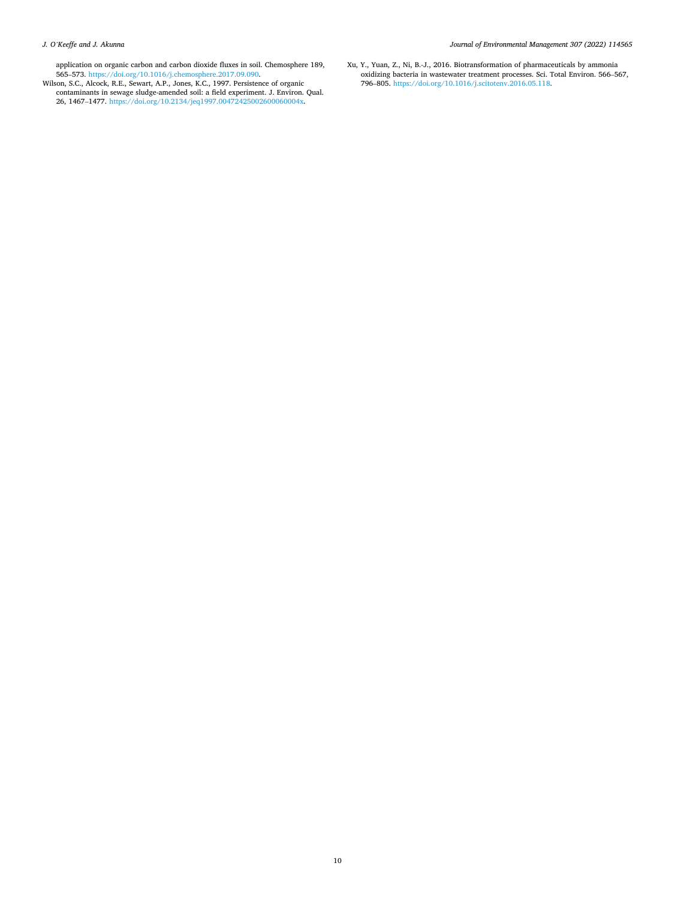application on organic carbon and carbon dioxide fluxes in soil. Chemosphere 189, 565–573. https://doi.org/10.1016/j.chemosphere.2017.09.090.

Wilson, S.C., Alcock, R.E., Sewart, A.P., Jones, K.C., 1997. Persistence of organic contaminants in sewage sludge-amended soil: a field experiment. J. Environ. Qual. 26, 1467–1477. https://doi.org/10.2134/jeq1997.00472425002600060004x.

Xu, Y., Yuan, Z., Ni, B.-J., 2016. Biotransformation of pharmaceuticals by ammonia oxidizing bacteria in wastewater treatment processes. Sci. Total Environ. 566–567, 796–805. https://doi.org/10.1016/j.scitotenv.2016.05.118.